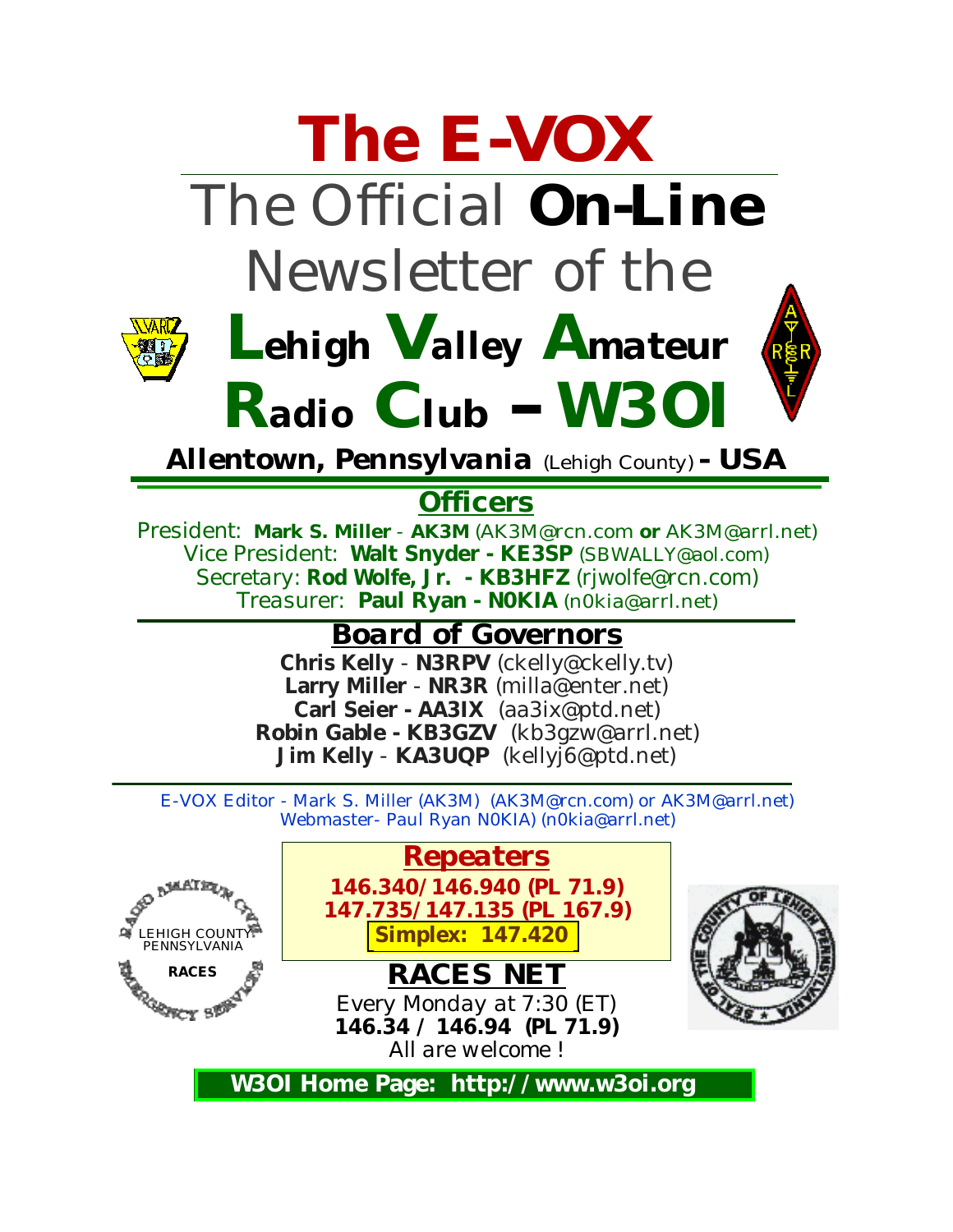# The E-VOX

## The Official **On-Line** Newsletter of the

# Lehigh Valley Amateur Radio Club – W3OI

**Allentown, Pennsylvania** (Lehigh County) **- USA**

## Officers

President: **Mark S. Miller** - **AK3M** (AK3M@rcn.com **or** AK3M@arrl.net)
Vice President: **Walt Snyder - KE3SP** (SBWALLY@aol.com)
Secretary: **Rod Wolfe, Jr. - KB3HFZ** (rjwolfe@rcn.com)
Treasurer: **Paul Ryan - N0KIA** (n0kia@arrl.net)

## Board of Governors

**Chris Kelly** - **N3RPV** (ckelly@ckelly.tv)
**Larry Miller** - **NR3R** (milla@enter.net)
**Carl Seier - AA3IX** (aa3ix@ptd.net)
**Robin Gable - KB3GZV** (kb3gzw@arrl.net)
**Jim Kelly** - **KA3UQP** (kellyj6@ptd.net)

E-VOX Editor - Mark S. Miller (AK3M) (AK3M@rcn.com) or AK3M@arrl.net)
Webmaster- Paul Ryan N0KIA) (n0kia@arrl.net)

RADIO AMATEUR CIVIL EMERGENCY SERVICE
LEHIGH COUNTY PENNSYLVANIA
RACES

## Repeaters

**146.340/146.940 (PL 71.9)**
**147.735/147.135 (PL 167.9)**
**Simplex: 147.420**

## RACES NET

Every Monday at 7:30 (ET)
**146.34 / 146.94 (PL 71.9)**
All are welcome !

**W3OI Home Page: http://www.w3oi.org**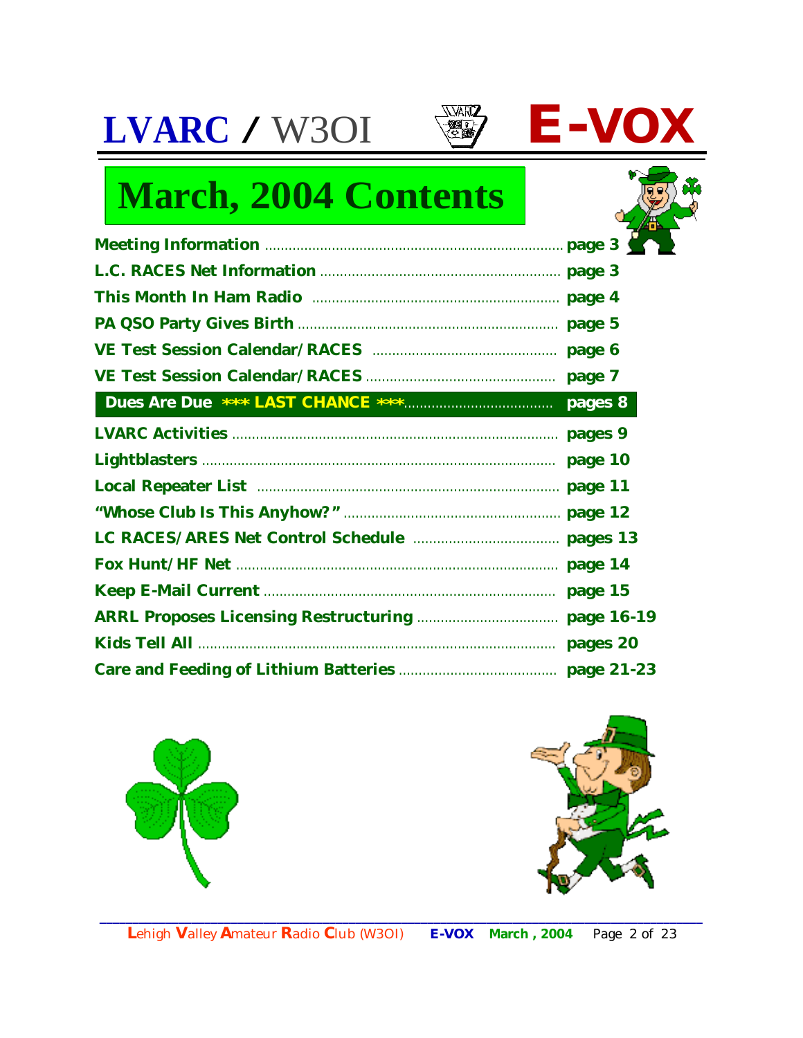# LVARC / W3OI E-VOX

## March, 2004 Contents

| Section | Page |
|---|---|
| Meeting Information | page 3 |
| L.C. RACES Net Information | page 3 |
| This Month In Ham Radio | page 4 |
| PA QSO Party Gives Birth | page 5 |
| VE Test Session Calendar/RACES | page 6 |
| VE Test Session Calendar/RACES | page 7 |
| **Dues Are Due \*\*\* LAST CHANCE \*\*\*** | **pages 8** |
| LVARC Activities | pages 9 |
| Lightblasters | page 10 |
| Local Repeater List | page 11 |
| "Whose Club Is This Anyhow?" | page 12 |
| LC RACES/ARES Net Control Schedule | pages 13 |
| Fox Hunt/HF Net | page 14 |
| Keep E-Mail Current | page 15 |
| ARRL Proposes Licensing Restructuring | page 16-19 |
| Kids Tell All | pages 20 |
| Care and Feeding of Lithium Batteries | page 21-23 |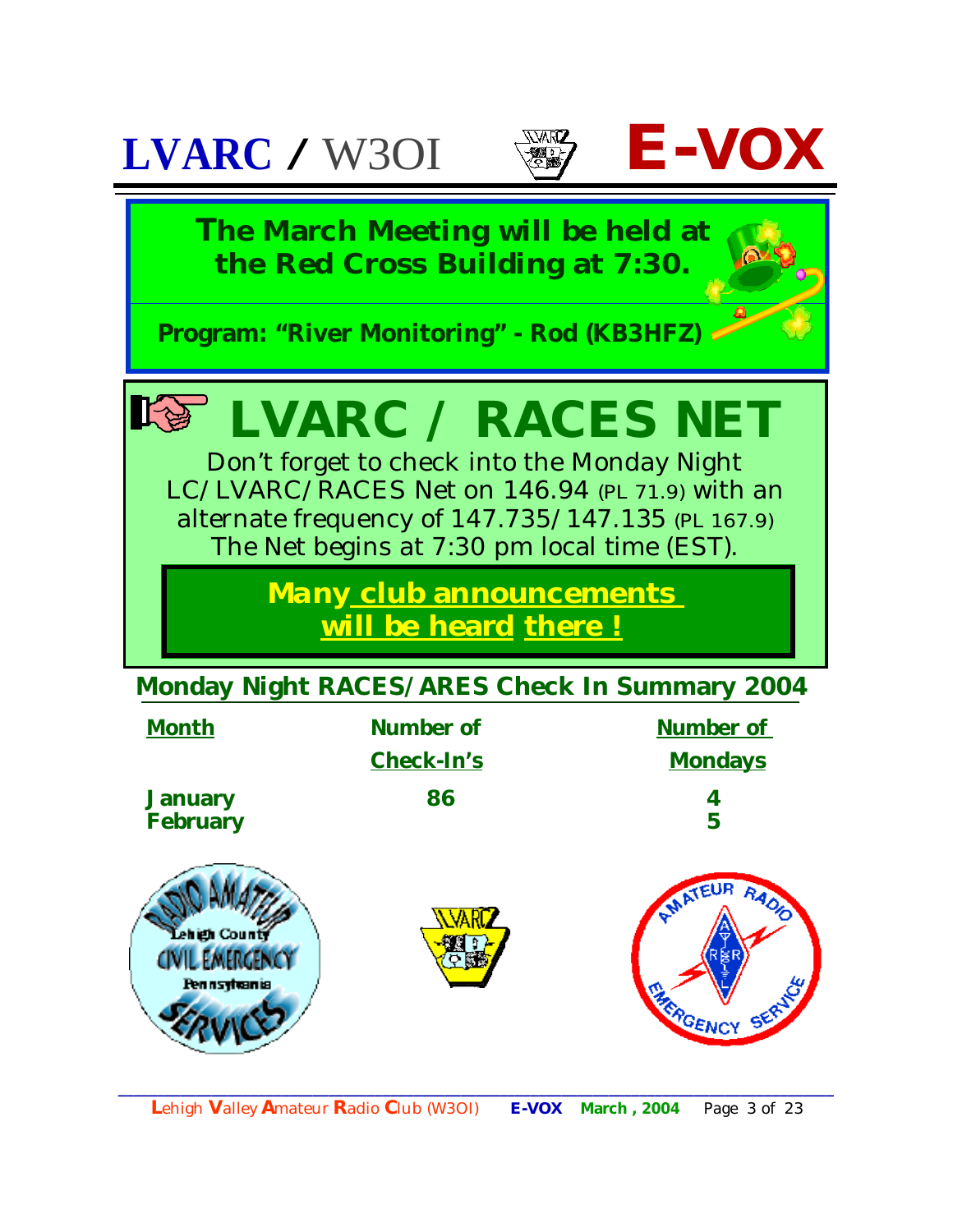**The March Meeting will be held at the Red Cross Building at 7:30.**

**Program: "River Monitoring" - Rod (KB3HFZ)**

# LVARC / RACES NET

Don't forget to check into the Monday Night LC/LVARC/RACES Net on 146.94 (PL 71.9) with an alternate frequency of 147.735/147.135 (PL 167.9) The Net begins at 7:30 pm local time (EST).

**Many club announcements will be heard there !**

## Monday Night RACES/ARES Check In Summary 2004

| Month | Number of Check-In's | Number of Mondays |
|---|---|---|
| January | 86 | 4 |
| February | | 5 |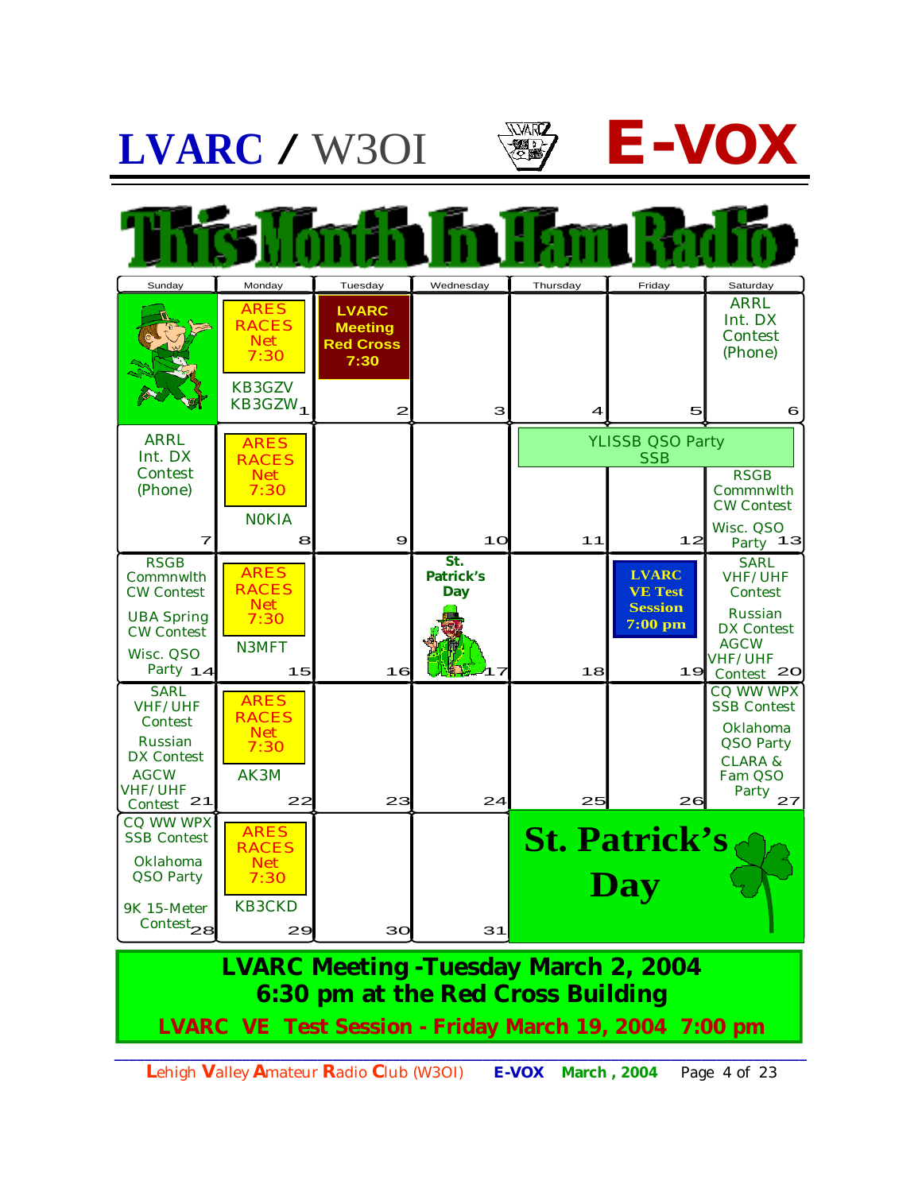# LVARC / W3OI — E-VOX

## This Month In Ham Radio

| Sunday | Monday | Tuesday | Wednesday | Thursday | Friday | Saturday |
|---|---|---|---|---|---|---|
| | ARES RACES Net 7:30<br>KB3GZV KB3GZW 1 | LVARC Meeting Red Cross 7:30<br>2 | 3 | 4 | 5 | ARRL Int. DX Contest (Phone)<br>6 |
| ARRL Int. DX Contest (Phone)<br>7 | ARES RACES Net 7:30<br>N0KIA 8 | 9 | 10 | YLISSB QSO Party SSB<br>11 | YLISSB QSO Party SSB<br>12 | YLISSB QSO Party SSB<br>RSGB Commnwlth CW Contest<br>Wisc. QSO Party 13 |
| RSGB Commnwlth CW Contest<br>UBA Spring CW Contest<br>Wisc. QSO Party 14 | ARES RACES Net 7:30<br>N3MFT 15 | 16 | St. Patrick's Day<br>17 | 18 | LVARC VE Test Session 7:00 pm<br>19 | SARL VHF/UHF Contest<br>Russian DX Contest<br>AGCW VHF/UHF Contest 20 |
| SARL VHF/UHF Contest<br>Russian DX Contest<br>AGCW VHF/UHF Contest 21 | ARES RACES Net 7:30<br>AK3M 22 | 23 | 24 | 25 | 26 | CQ WW WPX SSB Contest<br>Oklahoma QSO Party<br>CLARA & Fam QSO Party 27 |
| CQ WW WPX SSB Contest<br>Oklahoma QSO Party<br>9K 15-Meter Contest 28 | ARES RACES Net 7:30<br>KB3CKD 29 | 30 | 31 | St. Patrick's Day | | |

**LVARC Meeting -Tuesday March 2, 2004**
**6:30 pm at the Red Cross Building**

**LVARC VE Test Session - Friday March 19, 2004 7:00 pm**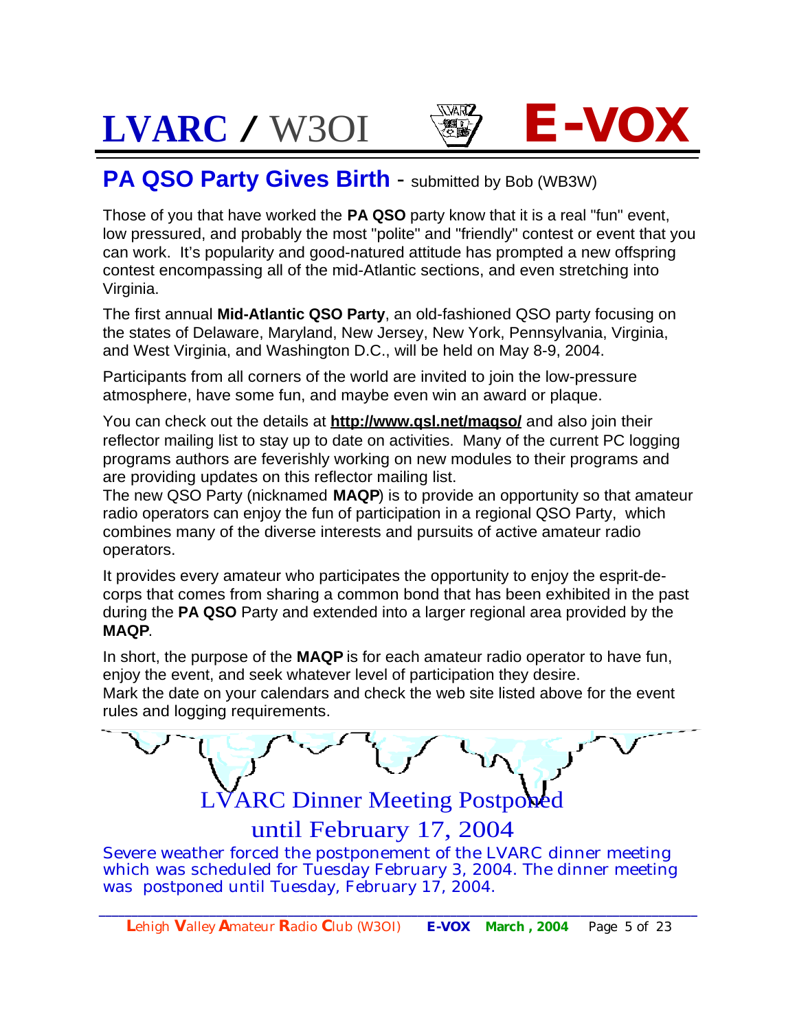## PA QSO Party Gives Birth - submitted by Bob (WB3W)

Those of you that have worked the **PA QSO** party know that it is a real "fun" event, low pressured, and probably the most "polite" and "friendly" contest or event that you can work. It's popularity and good-natured attitude has prompted a new offspring contest encompassing all of the mid-Atlantic sections, and even stretching into Virginia.

The first annual **Mid-Atlantic QSO Party**, an old-fashioned QSO party focusing on the states of Delaware, Maryland, New Jersey, New York, Pennsylvania, Virginia, and West Virginia, and Washington D.C., will be held on May 8-9, 2004.

Participants from all corners of the world are invited to join the low-pressure atmosphere, have some fun, and maybe even win an award or plaque.

You can check out the details at **http://www.qsl.net/maqso/** and also join their reflector mailing list to stay up to date on activities. Many of the current PC logging programs authors are feverishly working on new modules to their programs and are providing updates on this reflector mailing list.

The new QSO Party (nicknamed **MAQP**) is to provide an opportunity so that amateur radio operators can enjoy the fun of participation in a regional QSO Party, which combines many of the diverse interests and pursuits of active amateur radio operators.

It provides every amateur who participates the opportunity to enjoy the esprit-de-corps that comes from sharing a common bond that has been exhibited in the past during the **PA QSO** Party and extended into a larger regional area provided by the **MAQP**.

In short, the purpose of the **MAQP** is for each amateur radio operator to have fun, enjoy the event, and seek whatever level of participation they desire.

Mark the date on your calendars and check the web site listed above for the event rules and logging requirements.

## LVARC Dinner Meeting Postponed until February 17, 2004

Severe weather forced the postponement of the LVARC dinner meeting which was scheduled for Tuesday February 3, 2004. The dinner meeting was postponed until Tuesday, February 17, 2004.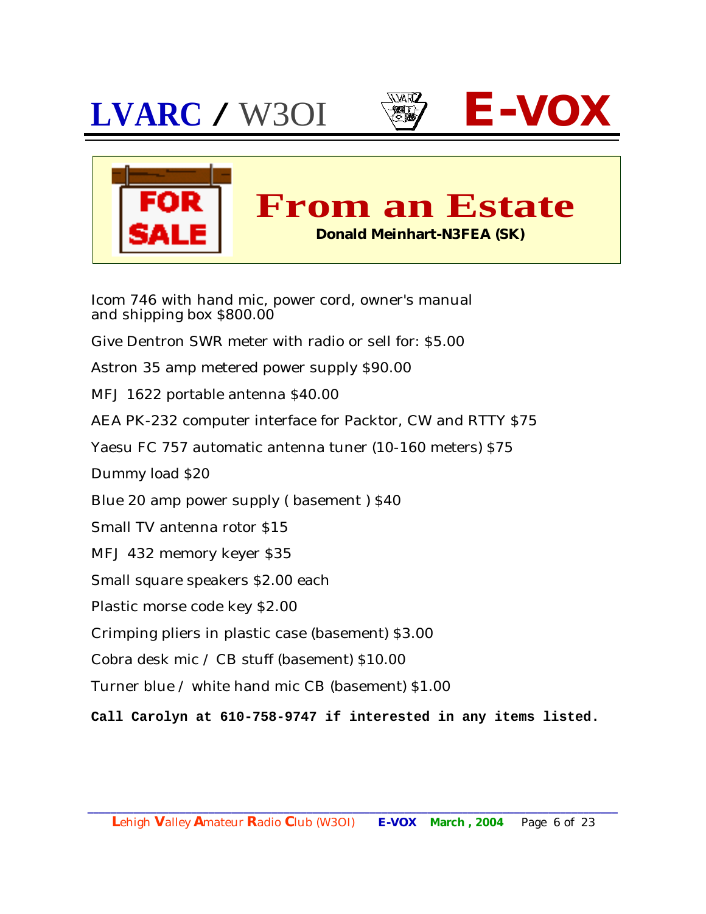# From an Estate

**Donald Meinhart-N3FEA (SK)**

Icom 746 with hand mic, power cord, owner's manual and shipping box $800.00

Give Dentron SWR meter with radio or sell for: $5.00

Astron 35 amp metered power supply $90.00

MFJ 1622 portable antenna $40.00

AEA PK-232 computer interface for Packtor, CW and RTTY $75

Yaesu FC 757 automatic antenna tuner (10-160 meters) $75

Dummy load $20

Blue 20 amp power supply ( basement ) $40

Small TV antenna rotor $15

MFJ 432 memory keyer $35

Small square speakers $2.00 each

Plastic morse code key $2.00

Crimping pliers in plastic case (basement) $3.00

Cobra desk mic / CB stuff (basement) $10.00

Turner blue / white hand mic CB (basement) $1.00

**Call Carolyn at 610-758-9747 if interested in any items listed.**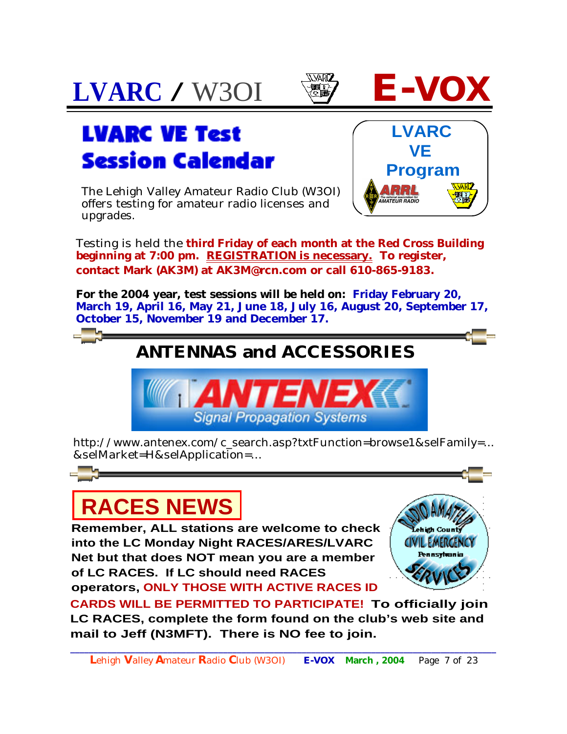# LVARC / W3OI E-VOX

## LVARC VE Test Session Calendar

**LVARC VE Program**

The Lehigh Valley Amateur Radio Club (W3OI) offers testing for amateur radio licenses and upgrades.

Testing is held the **third Friday of each month at the Red Cross Building beginning at 7:00 pm.** **REGISTRATION is necessary.** **To register, contact Mark (AK3M) at AK3M@rcn.com or call 610-865-9183.**

**For the 2004 year, test sessions will be held on: Friday February 20, March 19, April 16, May 21, June 18, July 16, August 20, September 17, October 15, November 19 and December 17.**

## ANTENNAS and ACCESSORIES

ANTENEX Signal Propagation Systems

http://www.antenex.com/c_search.asp?txtFunction=browse1&selFamily=... &selMarket=H&selApplication=...

## RACES NEWS

**Remember, ALL stations are welcome to check into the LC Monday Night RACES/ARES/LVARC Net but that does NOT mean you are a member of LC RACES. If LC should need RACES operators, ONLY THOSE WITH ACTIVE RACES ID CARDS WILL BE PERMITTED TO PARTICIPATE! To officially join LC RACES, complete the form found on the club's web site and mail to Jeff (N3MFT). There is NO fee to join.**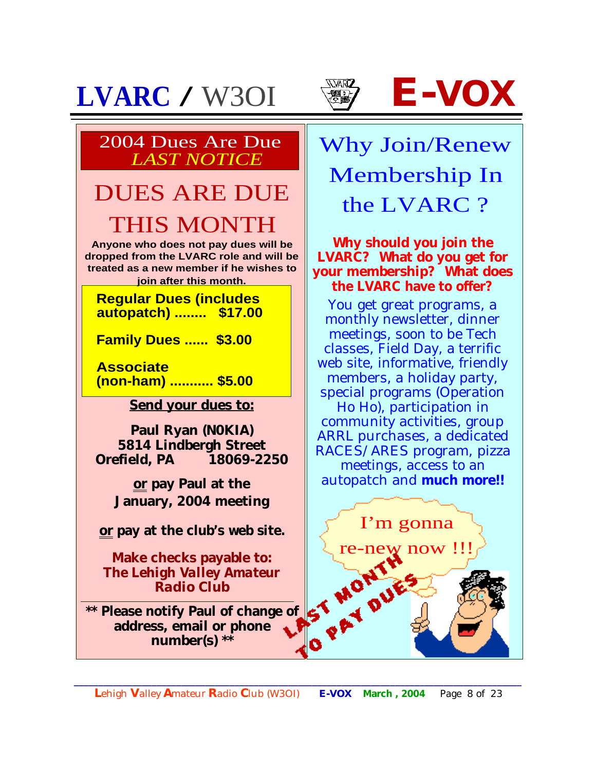# LVARC / W3OI E-VOX

## 2004 Dues Are Due *LAST NOTICE*

## DUES ARE DUE THIS MONTH

**Anyone who does not pay dues will be dropped from the LVARC role and will be treated as a new member if he wishes to join after this month.**

**Regular Dues (includes autopatch) ........ $17.00**

**Family Dues ...... $3.00**

**Associate (non-ham) ........... $5.00**

**Send your dues to:**

**Paul Ryan (N0KIA)**
**5814 Lindbergh Street**
**Orefield, PA 18069-2250**

**or pay Paul at the January, 2004 meeting**

**or pay at the club's web site.**

**Make checks payable to:**
***The Lehigh Valley Amateur Radio Club***

**\*\* Please notify Paul of change of address, email or phone number(s) \*\***

## Why Join/Renew Membership In the LVARC ?

**Why should you join the LVARC? What do you get for your membership? What does the LVARC have to offer?**

You get great programs, a monthly newsletter, dinner meetings, soon to be Tech classes, Field Day, a terrific web site, informative, friendly members, a holiday party, special programs (Operation Ho Ho), participation in community activities, group ARRL purchases, a dedicated RACES/ARES program, pizza meetings, access to an autopatch and **much more!!**

I'm gonna re-new now !!!

LAST MONTH TO PAY DUES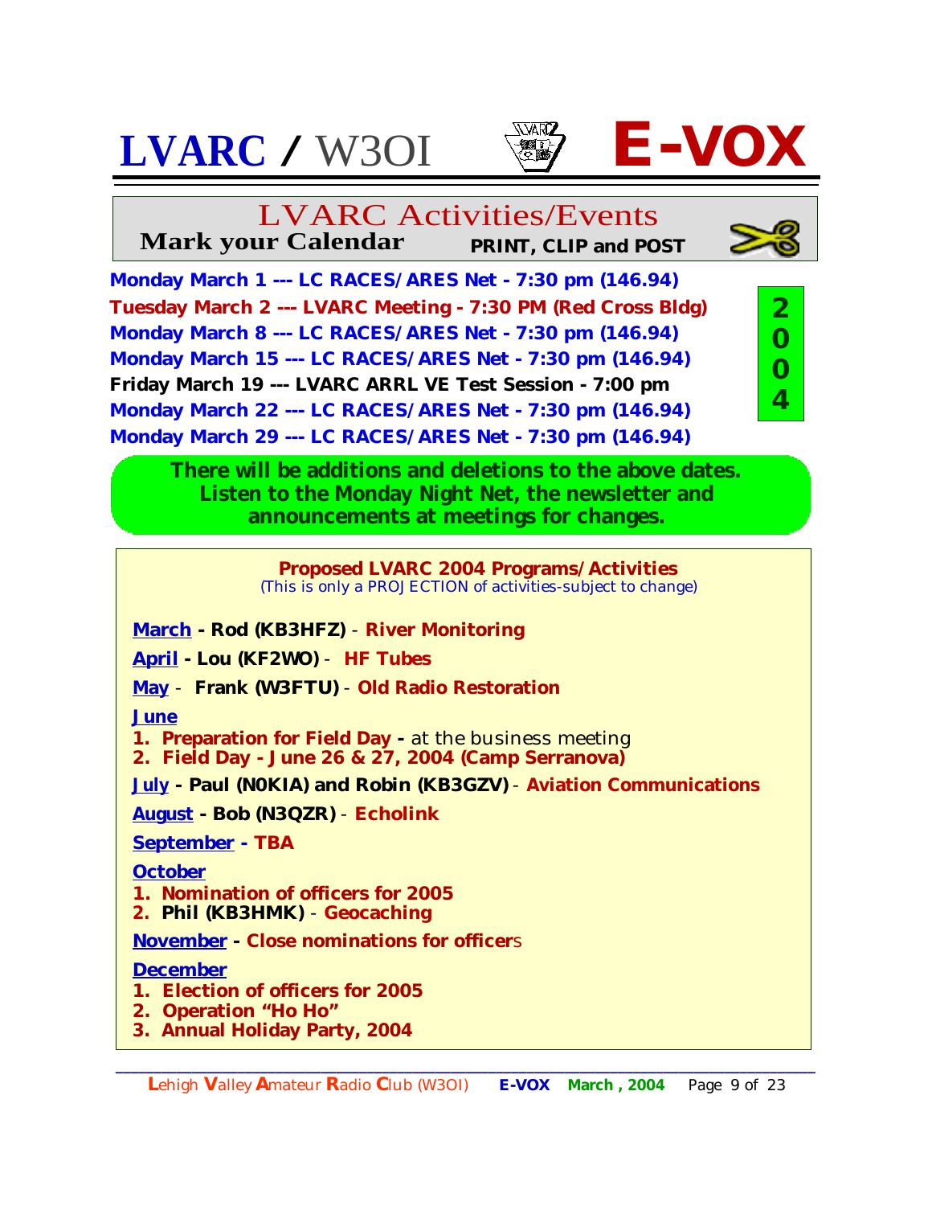# LVARC / W3OI E-VOX

## LVARC Activities/Events

**Mark your Calendar** **PRINT, CLIP and POST**

**2004**

**Monday March 1 --- LC RACES/ARES Net - 7:30 pm (146.94)**
**Tuesday March 2 --- LVARC Meeting - 7:30 PM (Red Cross Bldg)**
**Monday March 8 --- LC RACES/ARES Net - 7:30 pm (146.94)**
**Monday March 15 --- LC RACES/ARES Net - 7:30 pm (146.94)**
**Friday March 19 --- LVARC ARRL VE Test Session - 7:00 pm**
**Monday March 22 --- LC RACES/ARES Net - 7:30 pm (146.94)**
**Monday March 29 --- LC RACES/ARES Net - 7:30 pm (146.94)**

**There will be additions and deletions to the above dates. Listen to the Monday Night Net, the newsletter and announcements at meetings for changes.**

### Proposed LVARC 2004 Programs/Activities

*(This is only a PROJECTION of activities-subject to change)*

**March - Rod (KB3HFZ)** - **River Monitoring**

**April - Lou (KF2WO)** - **HF Tubes**

**May** - **Frank (W3FTU)** - **Old Radio Restoration**

**June**

1. **Preparation for Field Day -** at the business meeting
2. **Field Day - June 26 & 27, 2004 (Camp Serranova)**

**July - Paul (N0KIA) and Robin (KB3GZV)** - **Aviation Communications**

**August - Bob (N3QZR)** - **Echolink**

**September - TBA**

**October**

1. **Nomination of officers for 2005**
2. **Phil (KB3HMK)** - **Geocaching**

**November - Close nominations for officers**

**December**

1. **Election of officers for 2005**
2. **Operation "Ho Ho"**
3. **Annual Holiday Party, 2004**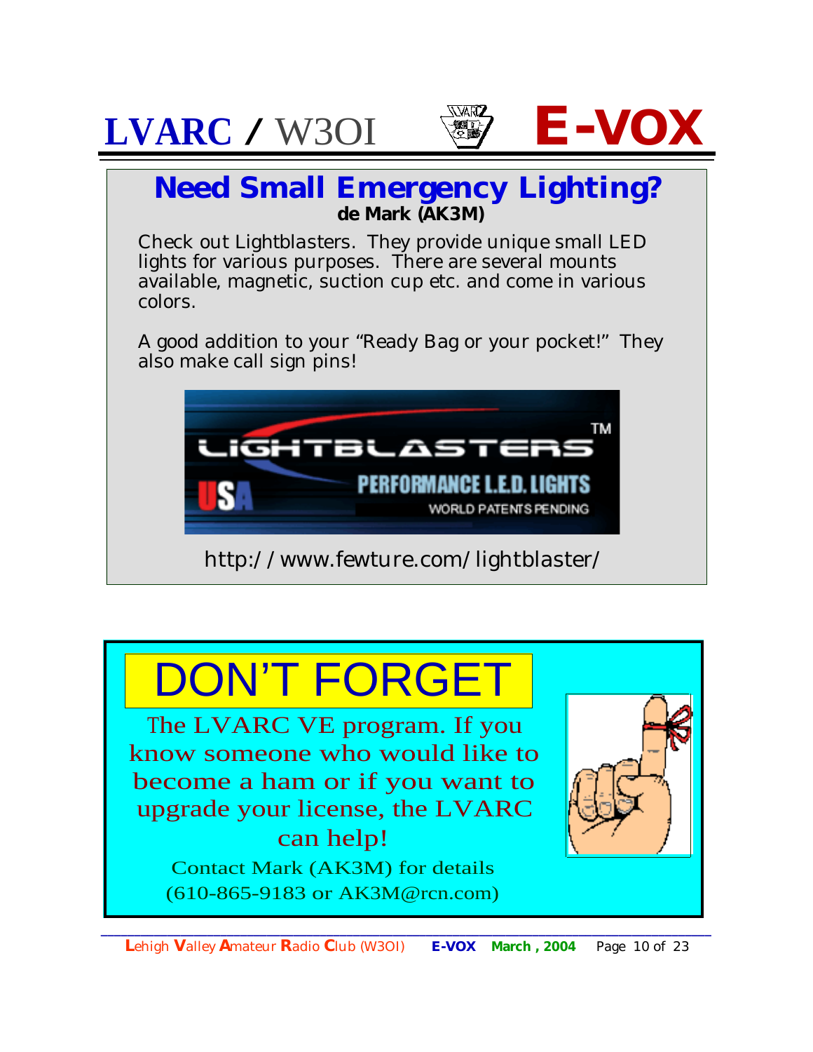## Need Small Emergency Lighting?

**de Mark (AK3M)**

Check out Lightblasters. They provide unique small LED lights for various purposes. There are several mounts available, magnetic, suction cup etc. and come in various colors.

A good addition to your "Ready Bag or your pocket!" They also make call sign pins!

LIGHTBLASTERS™ USA PERFORMANCE L.E.D. LIGHTS WORLD PATENTS PENDING

http://www.fewture.com/lightblaster/

## DON'T FORGET

The LVARC VE program. If you know someone who would like to become a ham or if you want to upgrade your license, the LVARC can help!

Contact Mark (AK3M) for details (610-865-9183 or AK3M@rcn.com)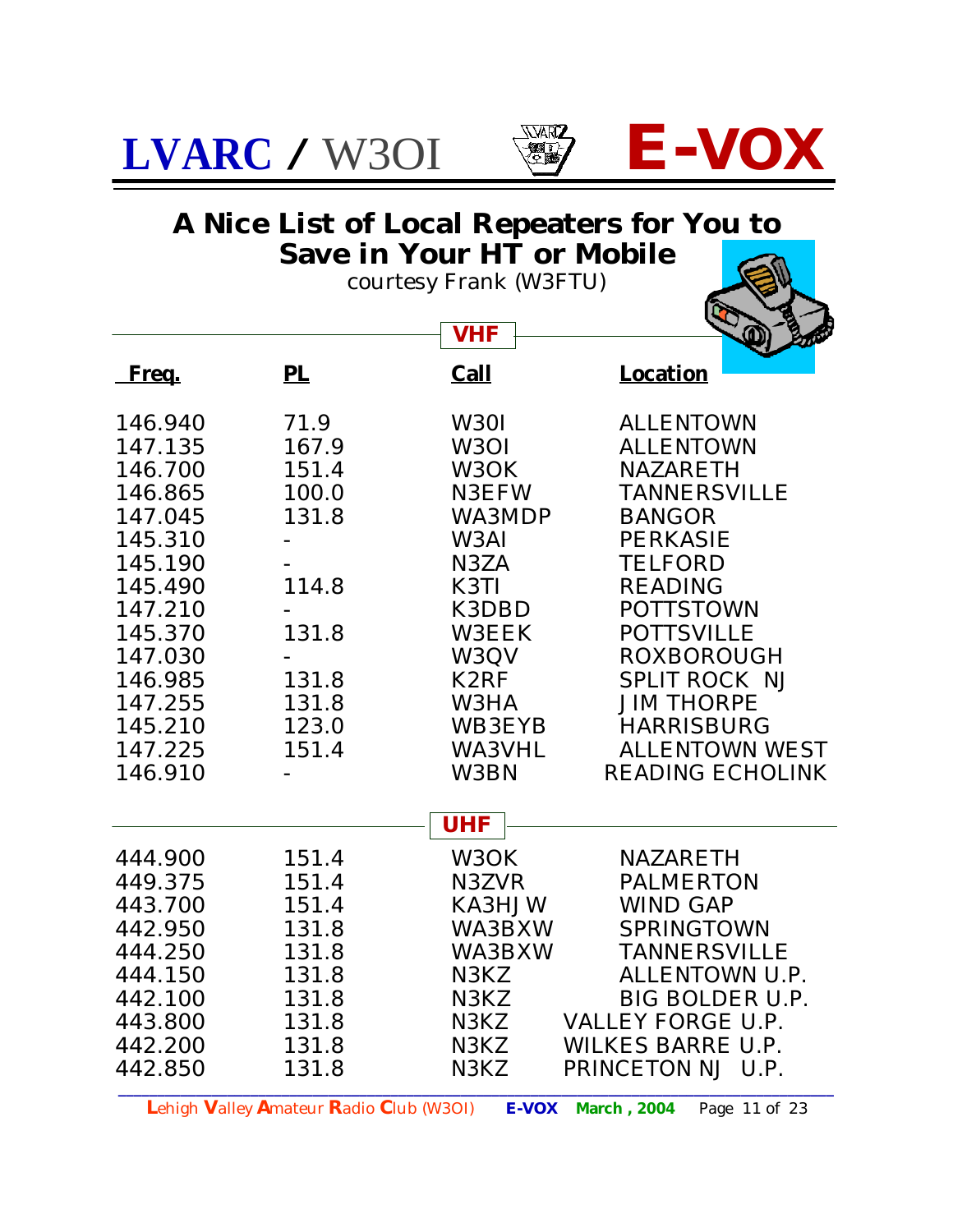# A Nice List of Local Repeaters for You to Save in Your HT or Mobile

courtesy Frank (W3FTU)

## VHF

| Freq. | PL | Call | Location |
|---|---|---|---|
| 146.940 | 71.9 | W3OI | ALLENTOWN |
| 147.135 | 167.9 | W3OI | ALLENTOWN |
| 146.700 | 151.4 | W3OK | NAZARETH |
| 146.865 | 100.0 | N3EFW | TANNERSVILLE |
| 147.045 | 131.8 | WA3MDP | BANGOR |
| 145.310 | - | W3AI | PERKASIE |
| 145.190 | - | N3ZA | TELFORD |
| 145.490 | 114.8 | K3TI | READING |
| 147.210 | - | K3DBD | POTTSTOWN |
| 145.370 | 131.8 | W3EEK | POTTSVILLE |
| 147.030 | - | W3QV | ROXBOROUGH |
| 146.985 | 131.8 | K2RF | SPLIT ROCK NJ |
| 147.255 | 131.8 | W3HA | JIM THORPE |
| 145.210 | 123.0 | WB3EYB | HARRISBURG |
| 147.225 | 151.4 | WA3VHL | ALLENTOWN WEST |
| 146.910 | - | W3BN | READING ECHOLINK |

## UHF

| Freq. | PL | Call | Location |
|---|---|---|---|
| 444.900 | 151.4 | W3OK | NAZARETH |
| 449.375 | 151.4 | N3ZVR | PALMERTON |
| 443.700 | 151.4 | KA3HJW | WIND GAP |
| 442.950 | 131.8 | WA3BXW | SPRINGTOWN |
| 444.250 | 131.8 | WA3BXW | TANNERSVILLE |
| 444.150 | 131.8 | N3KZ | ALLENTOWN U.P. |
| 442.100 | 131.8 | N3KZ | BIG BOLDER U.P. |
| 443.800 | 131.8 | N3KZ | VALLEY FORGE U.P. |
| 442.200 | 131.8 | N3KZ | WILKES BARRE U.P. |
| 442.850 | 131.8 | N3KZ | PRINCETON NJ U.P. |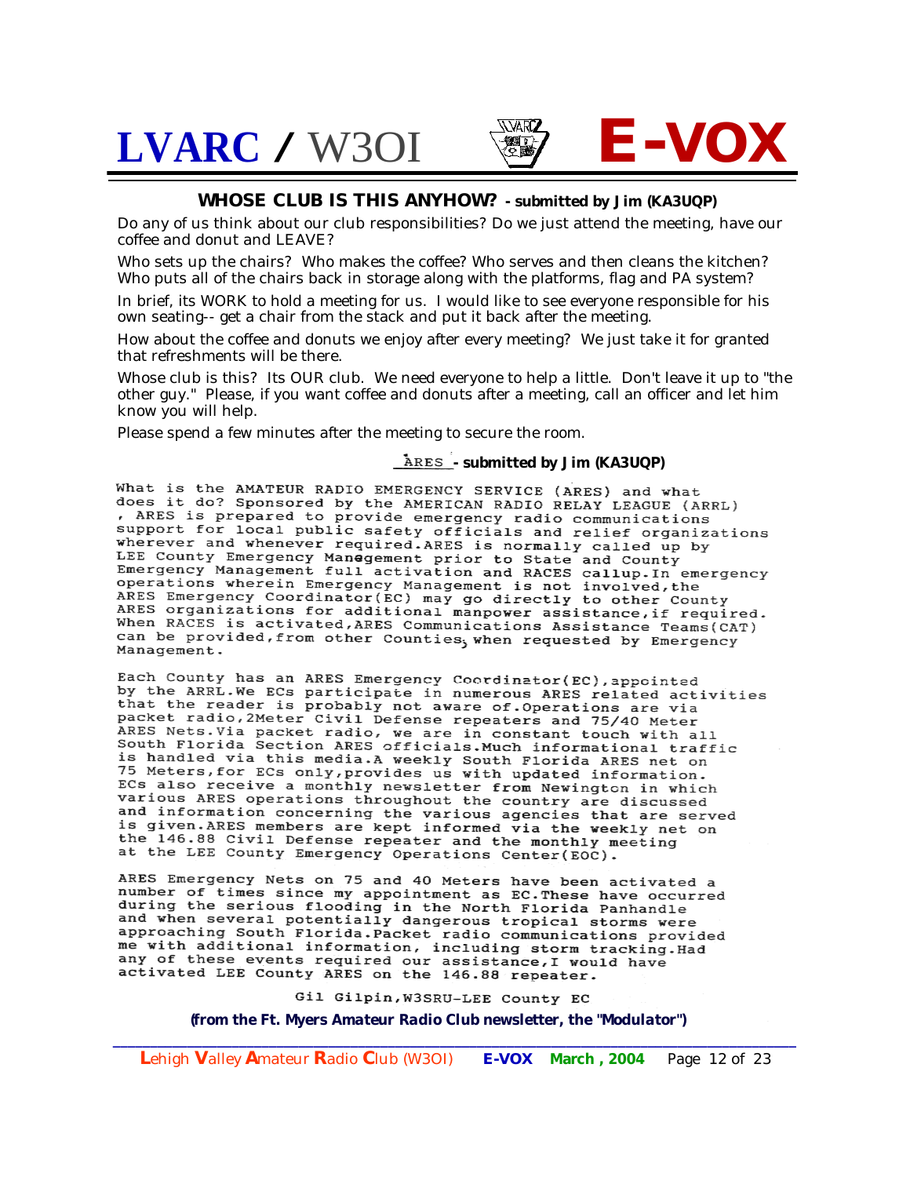## WHOSE CLUB IS THIS ANYHOW? - submitted by Jim (KA3UQP)

Do any of us think about our club responsibilities? Do we just attend the meeting, have our coffee and donut and LEAVE?

Who sets up the chairs? Who makes the coffee? Who serves and then cleans the kitchen? Who puts all of the chairs back in storage along with the platforms, flag and PA system?

In brief, its WORK to hold a meeting for us. I would like to see everyone responsible for his own seating-- get a chair from the stack and put it back after the meeting.

How about the coffee and donuts we enjoy after every meeting? We just take it for granted that refreshments will be there.

Whose club is this? Its OUR club. We need everyone to help a little. Don't leave it up to "the other guy." Please, if you want coffee and donuts after a meeting, call an officer and let him know you will help.

Please spend a few minutes after the meeting to secure the room.

## ARES - submitted by Jim (KA3UQP)

What is the AMATEUR RADIO EMERGENCY SERVICE (ARES) and what does it do? Sponsored by the AMERICAN RADIO RELAY LEAGUE (ARRL), ARES is prepared to provide emergency radio communications support for local public safety officials and relief organizations wherever and whenever required. ARES is normally called up by LEE County Emergency Management prior to State and County Emergency Management full activation and RACES callup. In emergency operations wherein Emergency Management is not involved, the ARES Emergency Coordinator (EC) may go directly to other County ARES organizations for additional manpower assistance, if required. When RACES is activated, ARES Communications Assistance Teams (CAT) can be provided, from other Counties, when requested by Emergency Management.

Each County has an ARES Emergency Coordinator (EC), appointed by the ARRL. We ECs participate in numerous ARES related activities that the reader is probably not aware of. Operations are via packet radio, 2Meter Civil Defense repeaters and 75/40 Meter ARES Nets. Via packet radio, we are in constant touch with all South Florida Section ARES officials. Much informational traffic is handled via this media. A weekly South Florida ARES net on 75 Meters, for ECs only, provides us with updated information. ECs also receive a monthly newsletter from Newington in which various ARES operations throughout the country are discussed and information concerning the various agencies that are served is given. ARES members are kept informed via the weekly net on the 146.88 Civil Defense repeater and the monthly meeting at the LEE County Emergency Operations Center (EOC).

ARES Emergency Nets on 75 and 40 Meters have been activated a number of times since my appointment as EC. These have occurred during the serious flooding in the North Florida Panhandle and when several potentially dangerous tropical storms were approaching South Florida. Packet radio communications provided me with additional information, including storm tracking. Had any of these events required our assistance, I would have activated LEE County ARES on the 146.88 repeater.

Gil Gilpin, W3SRU-LEE County EC

*(from the Ft. Myers Amateur Radio Club newsletter, the "Modulator")*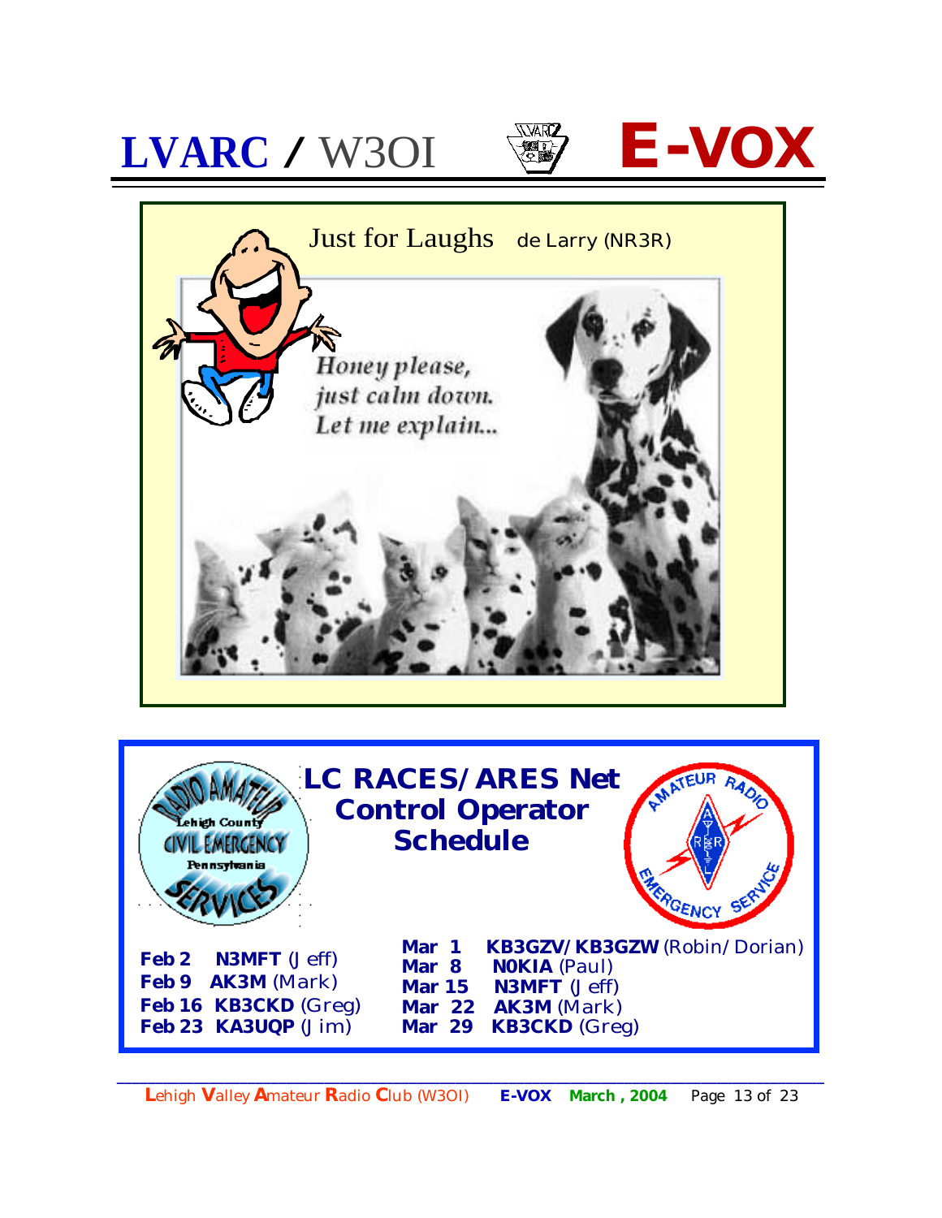## Just for Laughs de Larry (NR3R)

*Honey please, just calm down. Let me explain...*

## LC RACES/ARES Net Control Operator Schedule

**Feb 2** **N3MFT** (Jeff)
**Feb 9** **AK3M** (Mark)
**Feb 16** **KB3CKD** (Greg)
**Feb 23** **KA3UQP** (Jim)

**Mar 1** **KB3GZV/KB3GZW** (Robin/Dorian)
**Mar 8** **N0KIA** (Paul)
**Mar 15** **N3MFT** (Jeff)
**Mar 22** **AK3M** (Mark)
**Mar 29** **KB3CKD** (Greg)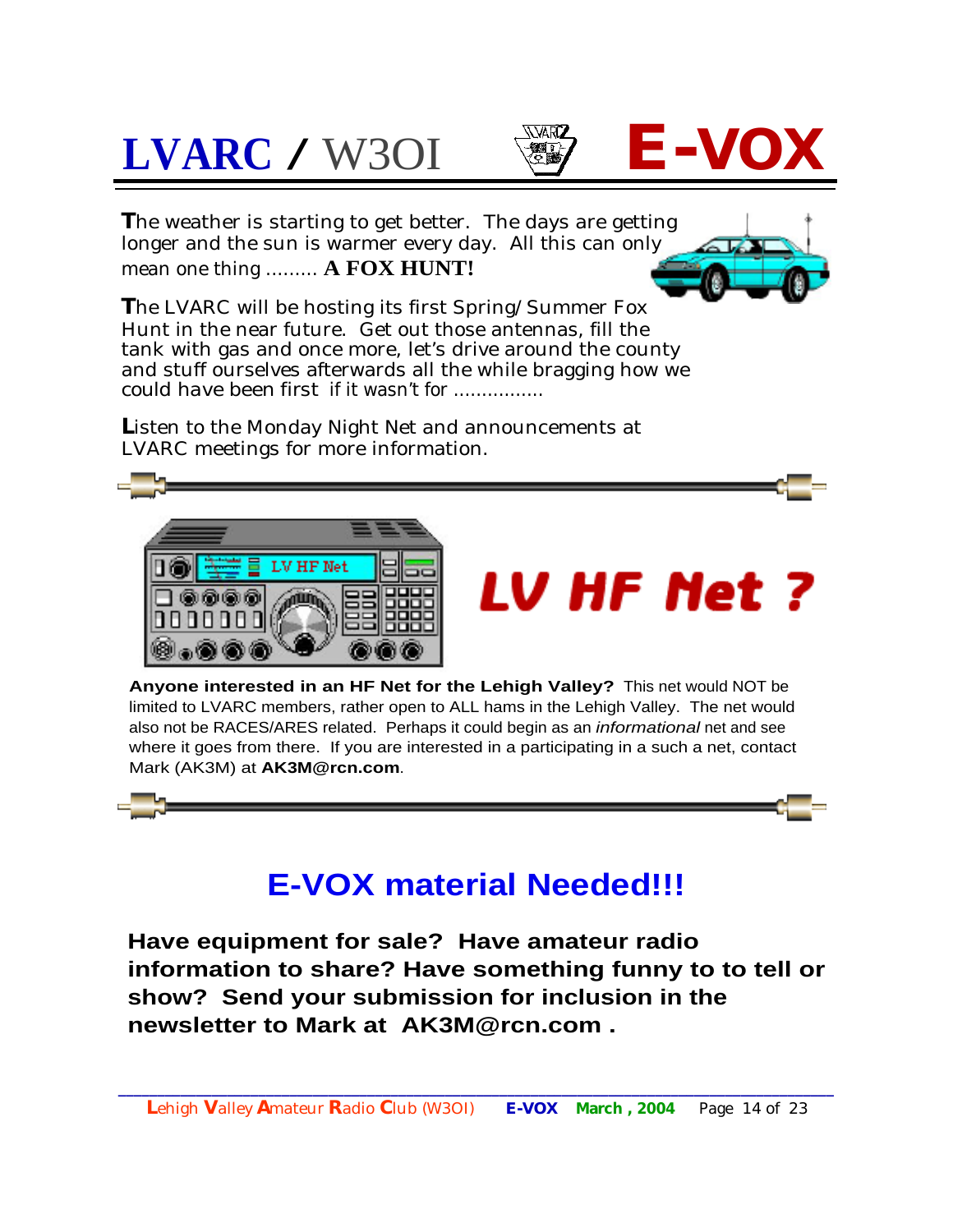# LVARC / W3OI E-VOX

The weather is starting to get better. The days are getting longer and the sun is warmer every day. All this can only mean one thing ......... **A FOX HUNT!**

The LVARC will be hosting its first Spring/Summer Fox Hunt in the near future. Get out those antennas, fill the tank with gas and once more, let's drive around the county and stuff ourselves afterwards all the while bragging how we could have been first if it wasn't for ................

Listen to the Monday Night Net and announcements at LVARC meetings for more information.

## LV HF Net ?

**Anyone interested in an HF Net for the Lehigh Valley?** This net would NOT be limited to LVARC members, rather open to ALL hams in the Lehigh Valley. The net would also not be RACES/ARES related. Perhaps it could begin as an *informational* net and see where it goes from there. If you are interested in a participating in a such a net, contact Mark (AK3M) at **AK3M@rcn.com**.

## E-VOX material Needed!!!

**Have equipment for sale? Have amateur radio information to share? Have something funny to to tell or show? Send your submission for inclusion in the newsletter to Mark at AK3M@rcn.com .**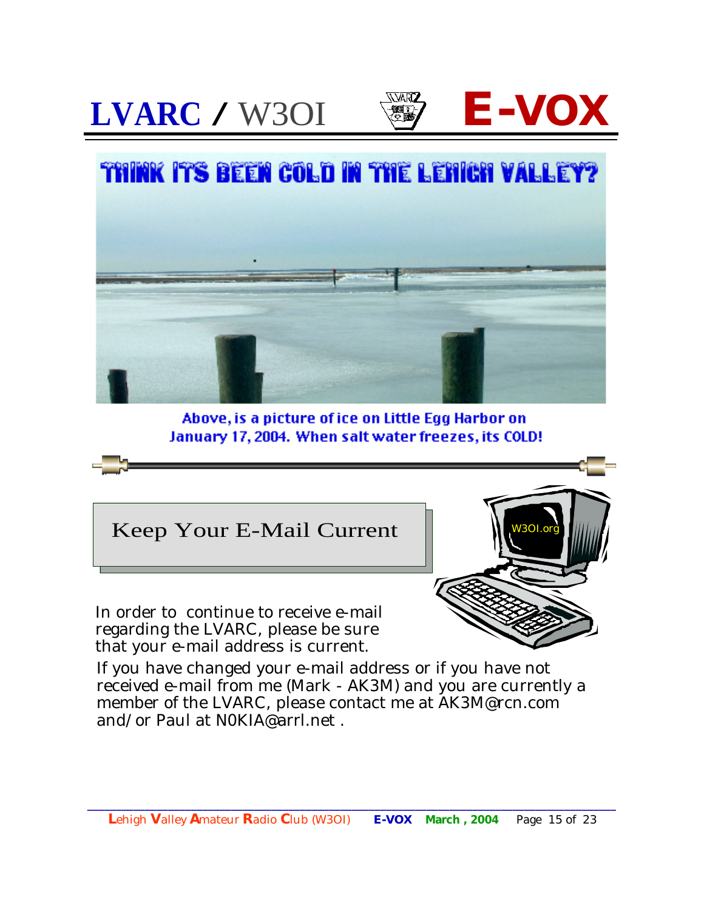# THINK ITS BEEN COLD IN THE LEHIGH VALLEY?

Above, is a picture of ice on Little Egg Harbor on January 17, 2004. When salt water freezes, its COLD!

## Keep Your E-Mail Current

In order to continue to receive e-mail regarding the LVARC, please be sure that your e-mail address is current.

If you have changed your e-mail address or if you have not received e-mail from me (Mark - AK3M) and you are currently a member of the LVARC, please contact me at AK3M@rcn.com and/or Paul at N0KIA@arrl.net .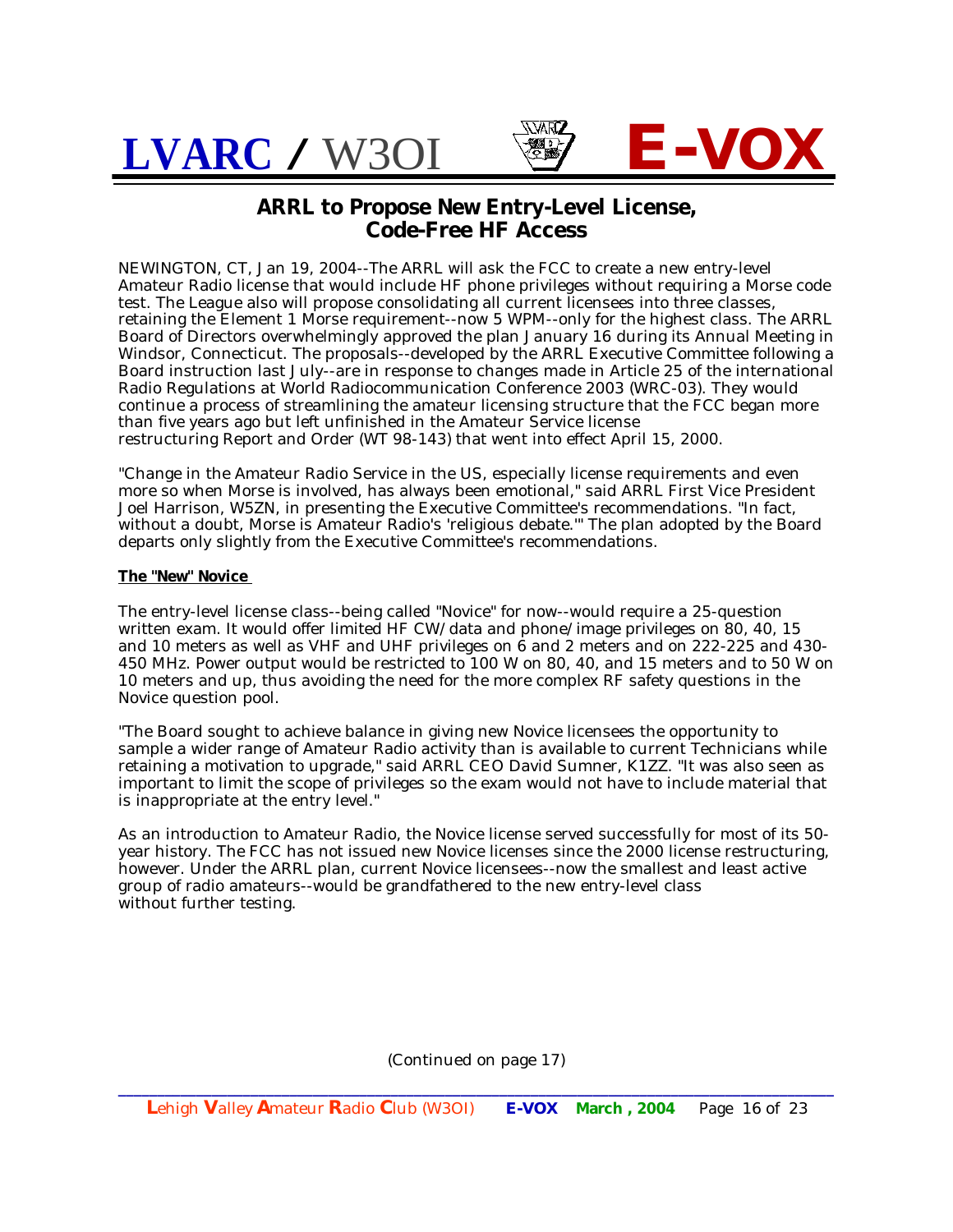## ARRL to Propose New Entry-Level License, Code-Free HF Access

NEWINGTON, CT, Jan 19, 2004--The ARRL will ask the FCC to create a new entry-level Amateur Radio license that would include HF phone privileges without requiring a Morse code test. The League also will propose consolidating all current licensees into three classes, retaining the Element 1 Morse requirement--now 5 WPM--only for the highest class. The ARRL Board of Directors overwhelmingly approved the plan January 16 during its Annual Meeting in Windsor, Connecticut. The proposals--developed by the ARRL Executive Committee following a Board instruction last July--are in response to changes made in Article 25 of the international Radio Regulations at World Radiocommunication Conference 2003 (WRC-03). They would continue a process of streamlining the amateur licensing structure that the FCC began more than five years ago but left unfinished in the Amateur Service license restructuring Report and Order (WT 98-143) that went into effect April 15, 2000.

"Change in the Amateur Radio Service in the US, especially license requirements and even more so when Morse is involved, has always been emotional," said ARRL First Vice President Joel Harrison, W5ZN, in presenting the Executive Committee's recommendations. "In fact, without a doubt, Morse is Amateur Radio's 'religious debate.'" The plan adopted by the Board departs only slightly from the Executive Committee's recommendations.

**The "New" Novice**

The entry-level license class--being called "Novice" for now--would require a 25-question written exam. It would offer limited HF CW/data and phone/image privileges on 80, 40, 15 and 10 meters as well as VHF and UHF privileges on 6 and 2 meters and on 222-225 and 430-450 MHz. Power output would be restricted to 100 W on 80, 40, and 15 meters and to 50 W on 10 meters and up, thus avoiding the need for the more complex RF safety questions in the Novice question pool.

"The Board sought to achieve balance in giving new Novice licensees the opportunity to sample a wider range of Amateur Radio activity than is available to current Technicians while retaining a motivation to upgrade," said ARRL CEO David Sumner, K1ZZ. "It was also seen as important to limit the scope of privileges so the exam would not have to include material that is inappropriate at the entry level."

As an introduction to Amateur Radio, the Novice license served successfully for most of its 50-year history. The FCC has not issued new Novice licenses since the 2000 license restructuring, however. Under the ARRL plan, current Novice licensees--now the smallest and least active group of radio amateurs--would be grandfathered to the new entry-level class without further testing.

(Continued on page 17)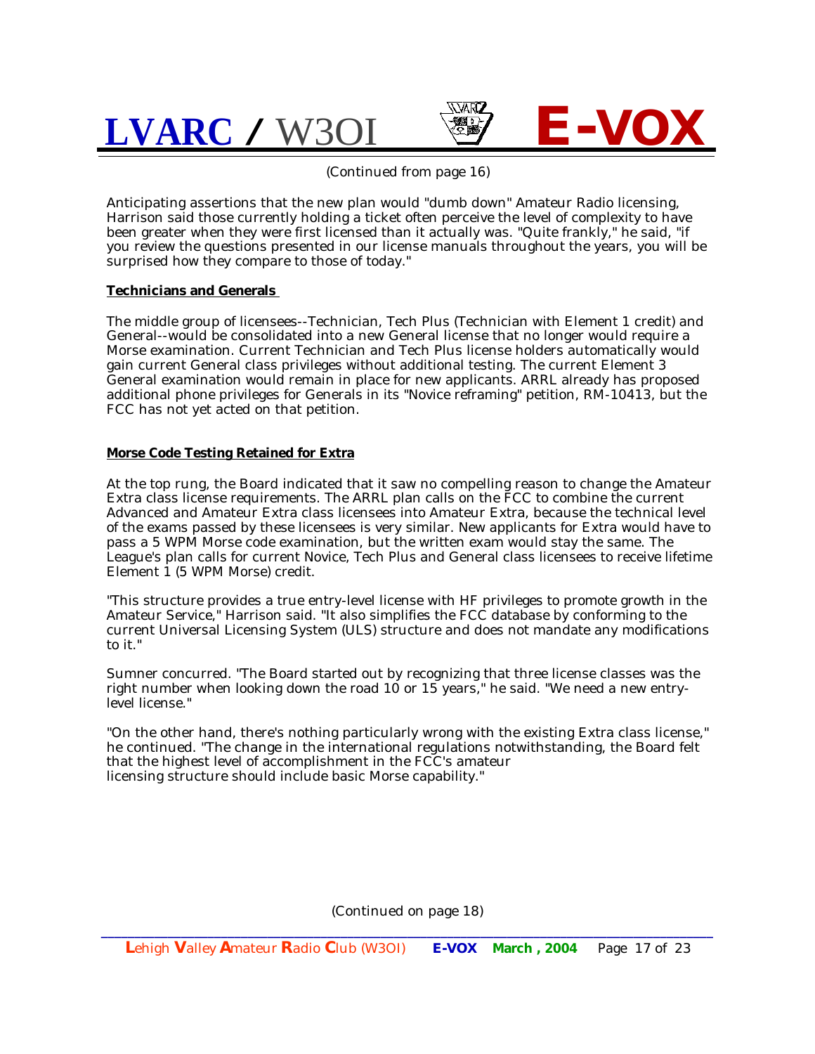(Continued from page 16)

Anticipating assertions that the new plan would "dumb down" Amateur Radio licensing, Harrison said those currently holding a ticket often perceive the level of complexity to have been greater when they were first licensed than it actually was. "Quite frankly," he said, "if you review the questions presented in our license manuals throughout the years, you will be surprised how they compare to those of today."

**Technicians and Generals**

The middle group of licensees--Technician, Tech Plus (Technician with Element 1 credit) and General--would be consolidated into a new General license that no longer would require a Morse examination. Current Technician and Tech Plus license holders automatically would gain current General class privileges without additional testing. The current Element 3 General examination would remain in place for new applicants. ARRL already has proposed additional phone privileges for Generals in its "Novice reframing" petition, RM-10413, but the FCC has not yet acted on that petition.

**Morse Code Testing Retained for Extra**

At the top rung, the Board indicated that it saw no compelling reason to change the Amateur Extra class license requirements. The ARRL plan calls on the FCC to combine the current Advanced and Amateur Extra class licensees into Amateur Extra, because the technical level of the exams passed by these licensees is very similar. New applicants for Extra would have to pass a 5 WPM Morse code examination, but the written exam would stay the same. The League's plan calls for current Novice, Tech Plus and General class licensees to receive lifetime Element 1 (5 WPM Morse) credit.

"This structure provides a true entry-level license with HF privileges to promote growth in the Amateur Service," Harrison said. "It also simplifies the FCC database by conforming to the current Universal Licensing System (ULS) structure and does not mandate any modifications to it."

Sumner concurred. "The Board started out by recognizing that three license classes was the right number when looking down the road 10 or 15 years," he said. "We need a new entry-level license."

"On the other hand, there's nothing particularly wrong with the existing Extra class license," he continued. "The change in the international regulations notwithstanding, the Board felt that the highest level of accomplishment in the FCC's amateur licensing structure should include basic Morse capability."

(Continued on page 18)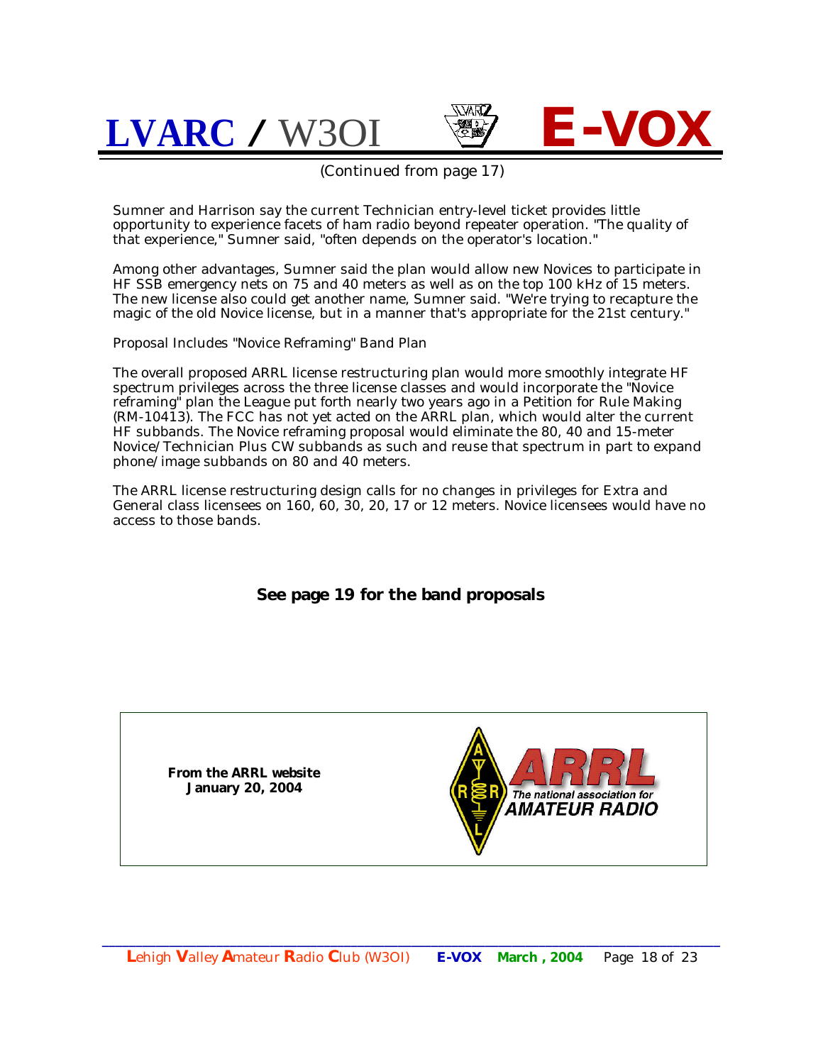(Continued from page 17)

Sumner and Harrison say the current Technician entry-level ticket provides little opportunity to experience facets of ham radio beyond repeater operation. "The quality of that experience," Sumner said, "often depends on the operator's location."

Among other advantages, Sumner said the plan would allow new Novices to participate in HF SSB emergency nets on 75 and 40 meters as well as on the top 100 kHz of 15 meters. The new license also could get another name, Sumner said. "We're trying to recapture the magic of the old Novice license, but in a manner that's appropriate for the 21st century."

Proposal Includes "Novice Reframing" Band Plan

The overall proposed ARRL license restructuring plan would more smoothly integrate HF spectrum privileges across the three license classes and would incorporate the "Novice reframing" plan the League put forth nearly two years ago in a Petition for Rule Making (RM-10413). The FCC has not yet acted on the ARRL plan, which would alter the current HF subbands. The Novice reframing proposal would eliminate the 80, 40 and 15-meter Novice/Technician Plus CW subbands as such and reuse that spectrum in part to expand phone/image subbands on 80 and 40 meters.

The ARRL license restructuring design calls for no changes in privileges for Extra and General class licensees on 160, 60, 30, 20, 17 or 12 meters. Novice licensees would have no access to those bands.

**See page 19 for the band proposals**

**From the ARRL website**
**January 20, 2004**

ARRL
The national association for
AMATEUR RADIO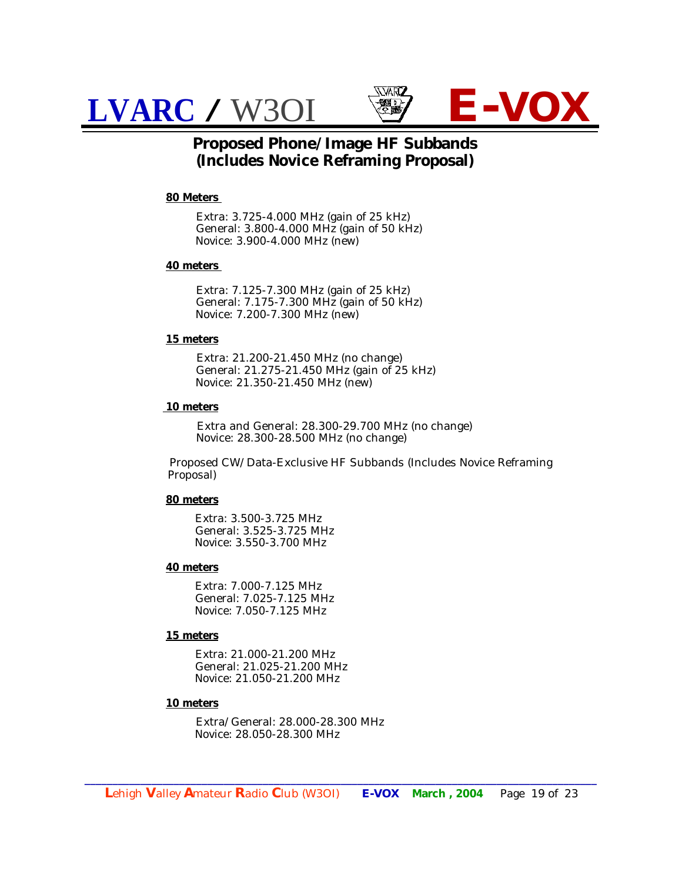## Proposed Phone/Image HF Subbands (Includes Novice Reframing Proposal)

**80 Meters**

Extra: 3.725-4.000 MHz (gain of 25 kHz)
General: 3.800-4.000 MHz (gain of 50 kHz)
Novice: 3.900-4.000 MHz (new)

**40 meters**

Extra: 7.125-7.300 MHz (gain of 25 kHz)
General: 7.175-7.300 MHz (gain of 50 kHz)
Novice: 7.200-7.300 MHz (new)

**15 meters**

Extra: 21.200-21.450 MHz (no change)
General: 21.275-21.450 MHz (gain of 25 kHz)
Novice: 21.350-21.450 MHz (new)

**10 meters**

Extra and General: 28.300-29.700 MHz (no change)
Novice: 28.300-28.500 MHz (no change)

Proposed CW/Data-Exclusive HF Subbands (Includes Novice Reframing Proposal)

**80 meters**

Extra: 3.500-3.725 MHz
General: 3.525-3.725 MHz
Novice: 3.550-3.700 MHz

**40 meters**

Extra: 7.000-7.125 MHz
General: 7.025-7.125 MHz
Novice: 7.050-7.125 MHz

**15 meters**

Extra: 21.000-21.200 MHz
General: 21.025-21.200 MHz
Novice: 21.050-21.200 MHz

**10 meters**

Extra/General: 28.000-28.300 MHz
Novice: 28.050-28.300 MHz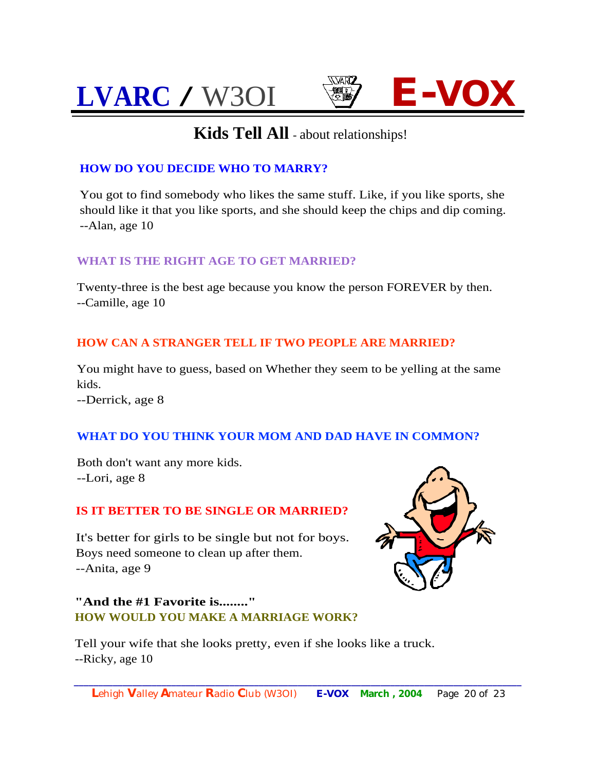## Kids Tell All - about relationships!

### HOW DO YOU DECIDE WHO TO MARRY?

You got to find somebody who likes the same stuff. Like, if you like sports, she should like it that you like sports, and she should keep the chips and dip coming.
--Alan, age 10

### WHAT IS THE RIGHT AGE TO GET MARRIED?

Twenty-three is the best age because you know the person FOREVER by then.
--Camille, age 10

### HOW CAN A STRANGER TELL IF TWO PEOPLE ARE MARRIED?

You might have to guess, based on Whether they seem to be yelling at the same kids.
--Derrick, age 8

### WHAT DO YOU THINK YOUR MOM AND DAD HAVE IN COMMON?

Both don't want any more kids.
--Lori, age 8

### IS IT BETTER TO BE SINGLE OR MARRIED?

It's better for girls to be single but not for boys. Boys need someone to clean up after them.
--Anita, age 9

**"And the #1 Favorite is........"**

### HOW WOULD YOU MAKE A MARRIAGE WORK?

Tell your wife that she looks pretty, even if she looks like a truck.
--Ricky, age 10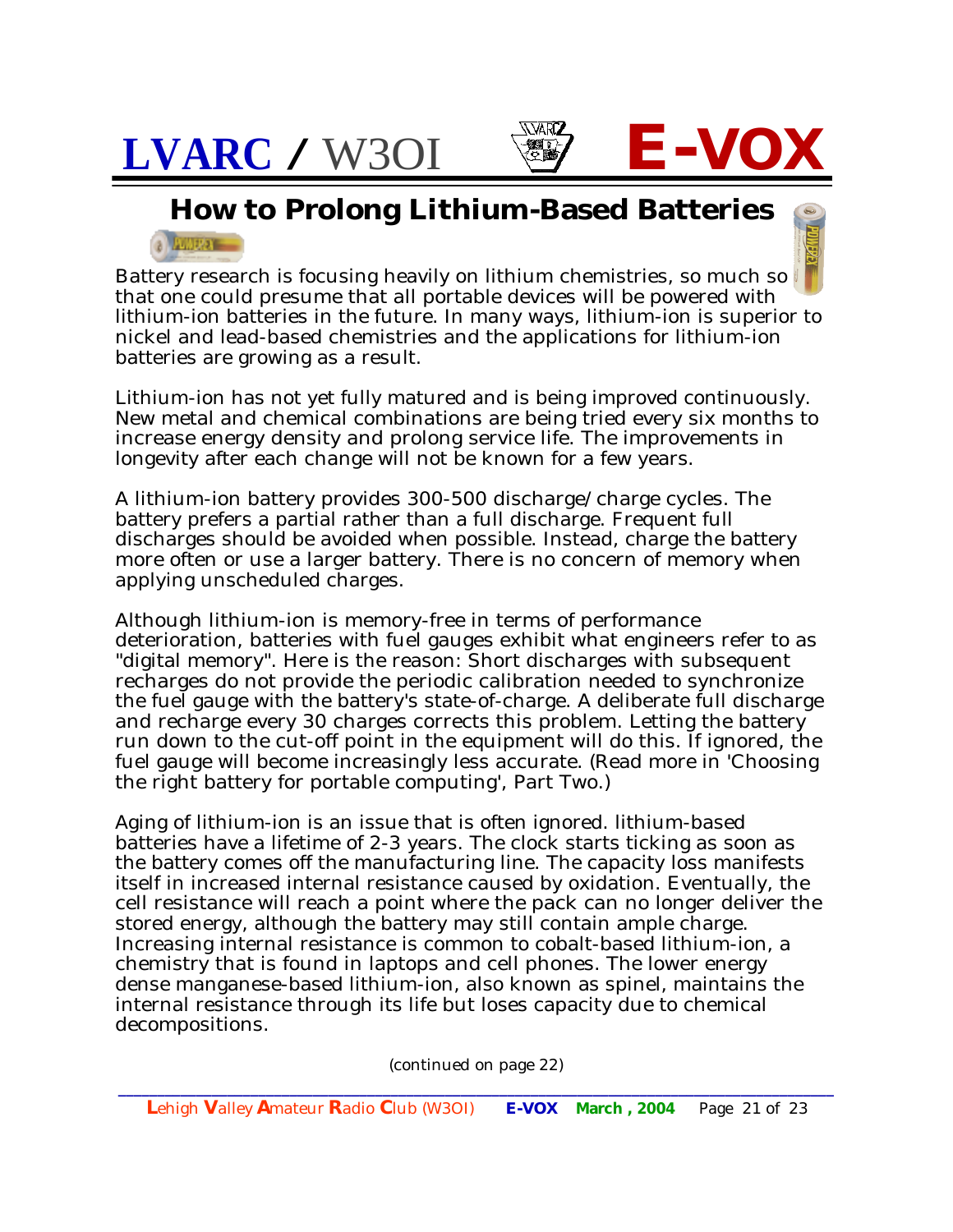# How to Prolong Lithium-Based Batteries

Battery research is focusing heavily on lithium chemistries, so much so that one could presume that all portable devices will be powered with lithium-ion batteries in the future. In many ways, lithium-ion is superior to nickel and lead-based chemistries and the applications for lithium-ion batteries are growing as a result.

Lithium-ion has not yet fully matured and is being improved continuously. New metal and chemical combinations are being tried every six months to increase energy density and prolong service life. The improvements in longevity after each change will not be known for a few years.

A lithium-ion battery provides 300-500 discharge/charge cycles. The battery prefers a partial rather than a full discharge. Frequent full discharges should be avoided when possible. Instead, charge the battery more often or use a larger battery. There is no concern of memory when applying unscheduled charges.

Although lithium-ion is memory-free in terms of performance deterioration, batteries with fuel gauges exhibit what engineers refer to as "digital memory". Here is the reason: Short discharges with subsequent recharges do not provide the periodic calibration needed to synchronize the fuel gauge with the battery's state-of-charge. A deliberate full discharge and recharge every 30 charges corrects this problem. Letting the battery run down to the cut-off point in the equipment will do this. If ignored, the fuel gauge will become increasingly less accurate. (Read more in 'Choosing the right battery for portable computing', Part Two.)

Aging of lithium-ion is an issue that is often ignored. lithium-based batteries have a lifetime of 2-3 years. The clock starts ticking as soon as the battery comes off the manufacturing line. The capacity loss manifests itself in increased internal resistance caused by oxidation. Eventually, the cell resistance will reach a point where the pack can no longer deliver the stored energy, although the battery may still contain ample charge. Increasing internal resistance is common to cobalt-based lithium-ion, a chemistry that is found in laptops and cell phones. The lower energy dense manganese-based lithium-ion, also known as spinel, maintains the internal resistance through its life but loses capacity due to chemical decompositions.

*(continued on page 22)*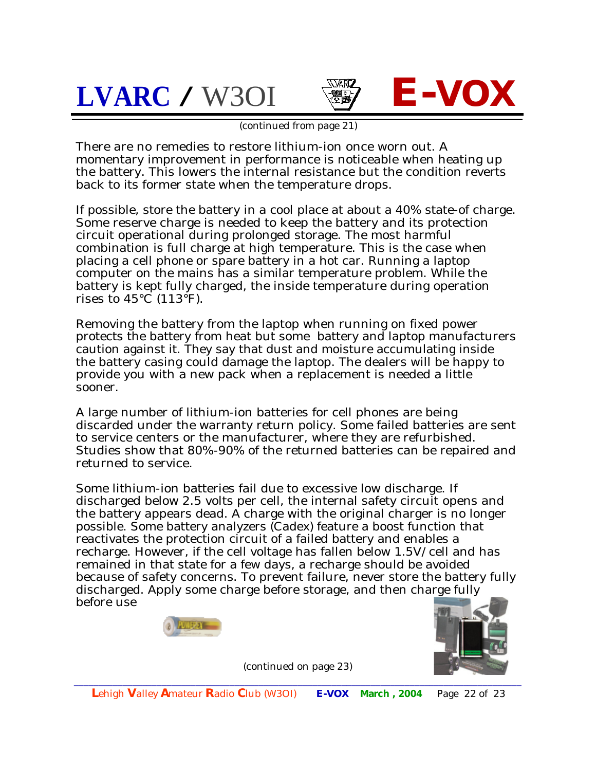(continued from page 21)

There are no remedies to restore lithium-ion once worn out. A momentary improvement in performance is noticeable when heating up the battery. This lowers the internal resistance but the condition reverts back to its former state when the temperature drops.

If possible, store the battery in a cool place at about a 40% state-of charge. Some reserve charge is needed to keep the battery and its protection circuit operational during prolonged storage. The most harmful combination is full charge at high temperature. This is the case when placing a cell phone or spare battery in a hot car. Running a laptop computer on the mains has a similar temperature problem. While the battery is kept fully charged, the inside temperature during operation rises to 45°C (113°F).

Removing the battery from the laptop when running on fixed power protects the battery from heat but some battery and laptop manufacturers caution against it. They say that dust and moisture accumulating inside the battery casing could damage the laptop. The dealers will be happy to provide you with a new pack when a replacement is needed a little sooner.

A large number of lithium-ion batteries for cell phones are being discarded under the warranty return policy. Some failed batteries are sent to service centers or the manufacturer, where they are refurbished. Studies show that 80%-90% of the returned batteries can be repaired and returned to service.

Some lithium-ion batteries fail due to excessive low discharge. If discharged below 2.5 volts per cell, the internal safety circuit opens and the battery appears dead. A charge with the original charger is no longer possible. Some battery analyzers (Cadex) feature a boost function that reactivates the protection circuit of a failed battery and enables a recharge. However, if the cell voltage has fallen below 1.5V/cell and has remained in that state for a few days, a recharge should be avoided because of safety concerns. To prevent failure, never store the battery fully discharged. Apply some charge before storage, and then charge fully before use

(continued on page 23)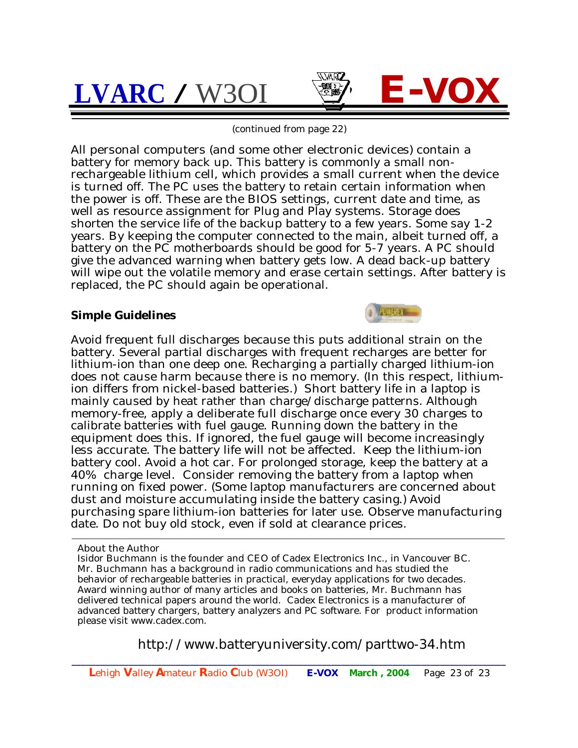(continued from page 22)

All personal computers (and some other electronic devices) contain a battery for memory back up. This battery is commonly a small non-rechargeable lithium cell, which provides a small current when the device is turned off. The PC uses the battery to retain certain information when the power is off. These are the BIOS settings, current date and time, as well as resource assignment for Plug and Play systems. Storage does shorten the service life of the backup battery to a few years. Some say 1-2 years. By keeping the computer connected to the main, albeit turned off, a battery on the PC motherboards should be good for 5-7 years. A PC should give the advanced warning when battery gets low. A dead back-up battery will wipe out the volatile memory and erase certain settings. After battery is replaced, the PC should again be operational.

**Simple Guidelines**

Avoid frequent full discharges because this puts additional strain on the battery. Several partial discharges with frequent recharges are better for lithium-ion than one deep one. Recharging a partially charged lithium-ion does not cause harm because there is no memory. (In this respect, lithium-ion differs from nickel-based batteries.) Short battery life in a laptop is mainly caused by heat rather than charge/discharge patterns. Although memory-free, apply a deliberate full discharge once every 30 charges to calibrate batteries with fuel gauge. Running down the battery in the equipment does this. If ignored, the fuel gauge will become increasingly less accurate. The battery life will not be affected. Keep the lithium-ion battery cool. Avoid a hot car. For prolonged storage, keep the battery at a 40% charge level. Consider removing the battery from a laptop when running on fixed power. (Some laptop manufacturers are concerned about dust and moisture accumulating inside the battery casing.) Avoid purchasing spare lithium-ion batteries for later use. Observe manufacturing date. Do not buy old stock, even if sold at clearance prices.

---

About the Author

Isidor Buchmann is the founder and CEO of Cadex Electronics Inc., in Vancouver BC. Mr. Buchmann has a background in radio communications and has studied the behavior of rechargeable batteries in practical, everyday applications for two decades. Award winning author of many articles and books on batteries, Mr. Buchmann has delivered technical papers around the world. Cadex Electronics is a manufacturer of advanced battery chargers, battery analyzers and PC software. For product information please visit www.cadex.com.

http://www.batteryuniversity.com/parttwo-34.htm